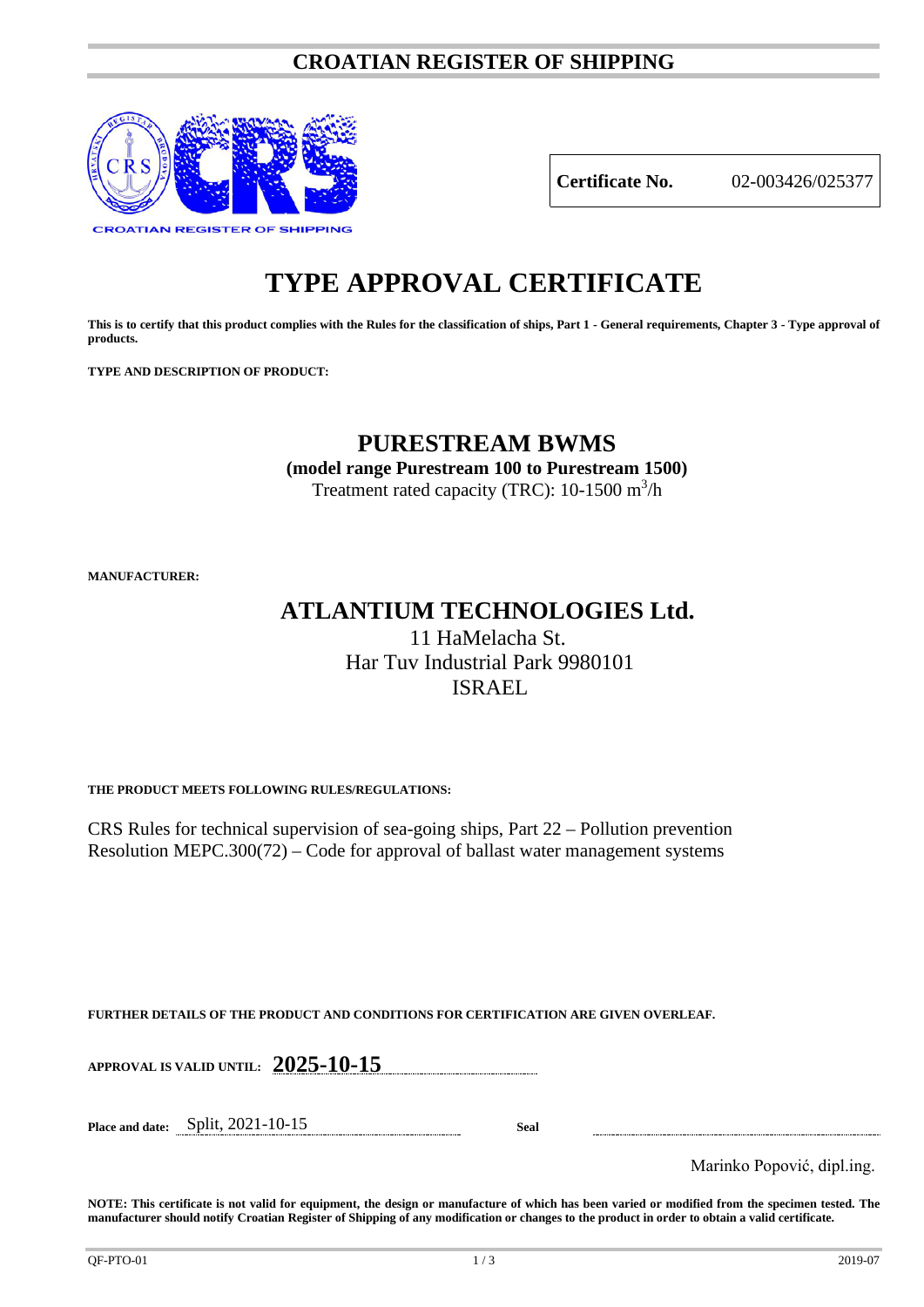# CROATIAN REGISTER OF SHIPPING

| **Certificate No.** | 02-003426/025377 |
|---|---|

# TYPE APPROVAL CERTIFICATE

**This is to certify that this product complies with the Rules for the classification of ships, Part 1 - General requirements, Chapter 3 - Type approval of products.**

**TYPE AND DESCRIPTION OF PRODUCT:**

## PURESTREAM BWMS

**(model range Purestream 100 to Purestream 1500)**

Treatment rated capacity (TRC): 10-1500 $m^3/h$

**MANUFACTURER:**

## ATLANTIUM TECHNOLOGIES Ltd.

11 HaMelacha St.
Har Tuv Industrial Park 9980101
ISRAEL

**THE PRODUCT MEETS FOLLOWING RULES/REGULATIONS:**

CRS Rules for technical supervision of sea-going ships, Part 22 – Pollution prevention
Resolution MEPC.300(72) – Code for approval of ballast water management systems

**FURTHER DETAILS OF THE PRODUCT AND CONDITIONS FOR CERTIFICATION ARE GIVEN OVERLEAF.**

**APPROVAL IS VALID UNTIL:** **2025-10-15**

**Place and date:** Split, 2021-10-15

**Seal**

Marinko Popović, dipl.ing.

**NOTE: This certificate is not valid for equipment, the design or manufacture of which has been varied or modified from the specimen tested. The manufacturer should notify Croatian Register of Shipping of any modification or changes to the product in order to obtain a valid certificate.**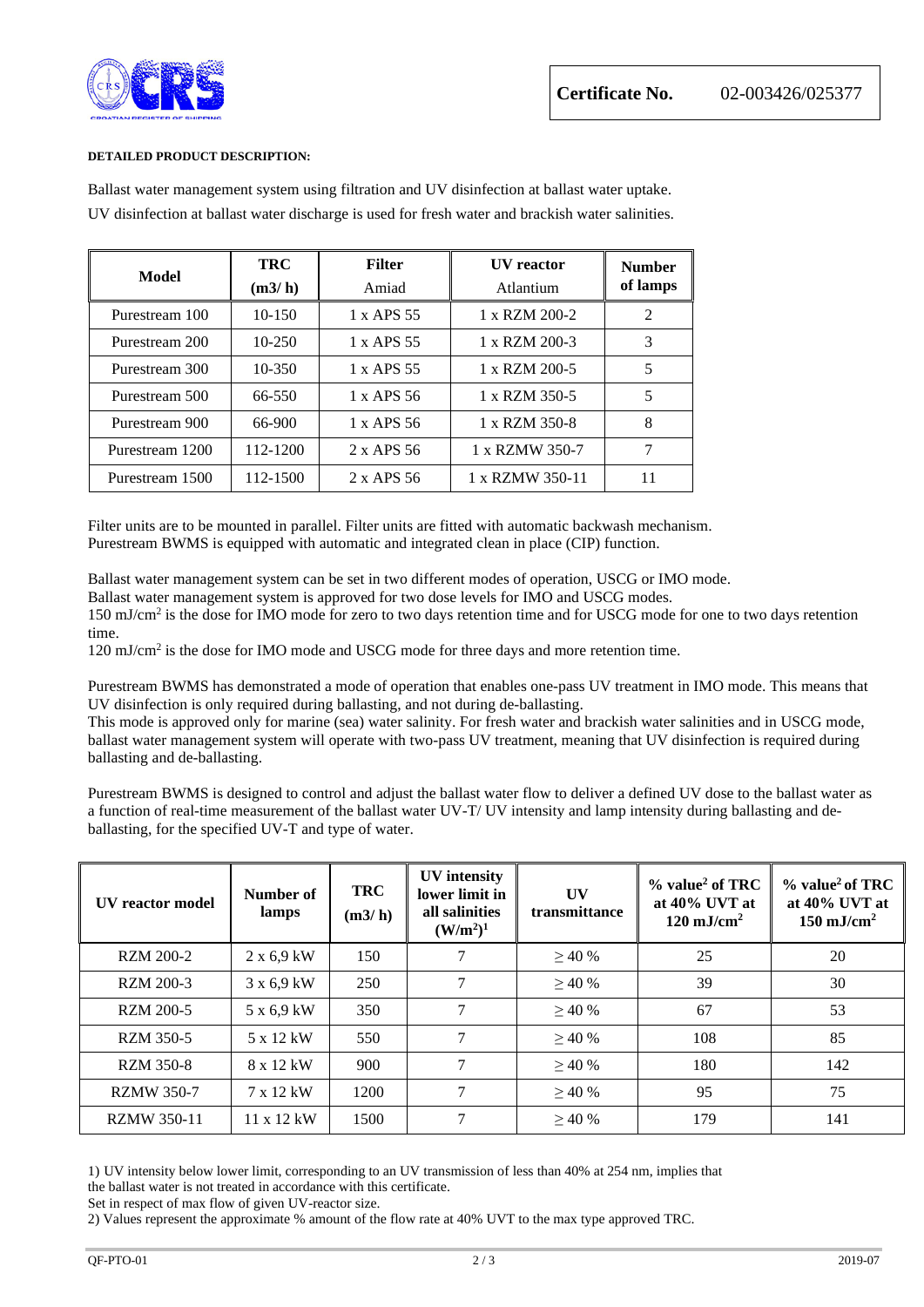**Certificate No.** 02-003426/025377

**DETAILED PRODUCT DESCRIPTION:**

Ballast water management system using filtration and UV disinfection at ballast water uptake.
UV disinfection at ballast water discharge is used for fresh water and brackish water salinities.

| Model | TRC (m3/ h) | Filter Amiad | UV reactor Atlantium | Number of lamps |
|---|---|---|---|---|
| Purestream 100 | 10-150 | 1 x APS 55 | 1 x RZM 200-2 | 2 |
| Purestream 200 | 10-250 | 1 x APS 55 | 1 x RZM 200-3 | 3 |
| Purestream 300 | 10-350 | 1 x APS 55 | 1 x RZM 200-5 | 5 |
| Purestream 500 | 66-550 | 1 x APS 56 | 1 x RZM 350-5 | 5 |
| Purestream 900 | 66-900 | 1 x APS 56 | 1 x RZM 350-8 | 8 |
| Purestream 1200 | 112-1200 | 2 x APS 56 | 1 x RZMW 350-7 | 7 |
| Purestream 1500 | 112-1500 | 2 x APS 56 | 1 x RZMW 350-11 | 11 |

Filter units are to be mounted in parallel. Filter units are fitted with automatic backwash mechanism.
Purestream BWMS is equipped with automatic and integrated clean in place (CIP) function.

Ballast water management system can be set in two different modes of operation, USCG or IMO mode.
Ballast water management system is approved for two dose levels for IMO and USCG modes.
150 mJ/cm$^2$ is the dose for IMO mode for zero to two days retention time and for USCG mode for one to two days retention time.
120 mJ/cm$^2$ is the dose for IMO mode and USCG mode for three days and more retention time.

Purestream BWMS has demonstrated a mode of operation that enables one-pass UV treatment in IMO mode. This means that UV disinfection is only required during ballasting, and not during de-ballasting.
This mode is approved only for marine (sea) water salinity. For fresh water and brackish water salinities and in USCG mode, ballast water management system will operate with two-pass UV treatment, meaning that UV disinfection is required during ballasting and de-ballasting.

Purestream BWMS is designed to control and adjust the ballast water flow to deliver a defined UV dose to the ballast water as a function of real-time measurement of the ballast water UV-T/ UV intensity and lamp intensity during ballasting and de-ballasting, for the specified UV-T and type of water.

| UV reactor model | Number of lamps | TRC (m3/ h) | UV intensity lower limit in all salinities (W/m$^2$)[1] | UV transmittance | % value[2] of TRC at 40% UVT at 120 mJ/cm$^2$ | % value[2] of TRC at 40% UVT at 150 mJ/cm$^2$ |
|---|---|---|---|---|---|---|
| RZM 200-2 | 2 x 6,9 kW | 150 | 7 | ≥ 40 % | 25 | 20 |
| RZM 200-3 | 3 x 6,9 kW | 250 | 7 | ≥ 40 % | 39 | 30 |
| RZM 200-5 | 5 x 6,9 kW | 350 | 7 | ≥ 40 % | 67 | 53 |
| RZM 350-5 | 5 x 12 kW | 550 | 7 | ≥ 40 % | 108 | 85 |
| RZM 350-8 | 8 x 12 kW | 900 | 7 | ≥ 40 % | 180 | 142 |
| RZMW 350-7 | 7 x 12 kW | 1200 | 7 | ≥ 40 % | 95 | 75 |
| RZMW 350-11 | 11 x 12 kW | 1500 | 7 | ≥ 40 % | 179 | 141 |

1) UV intensity below lower limit, corresponding to an UV transmission of less than 40% at 254 nm, implies that the ballast water is not treated in accordance with this certificate.
Set in respect of max flow of given UV-reactor size.
2) Values represent the approximate % amount of the flow rate at 40% UVT to the max type approved TRC.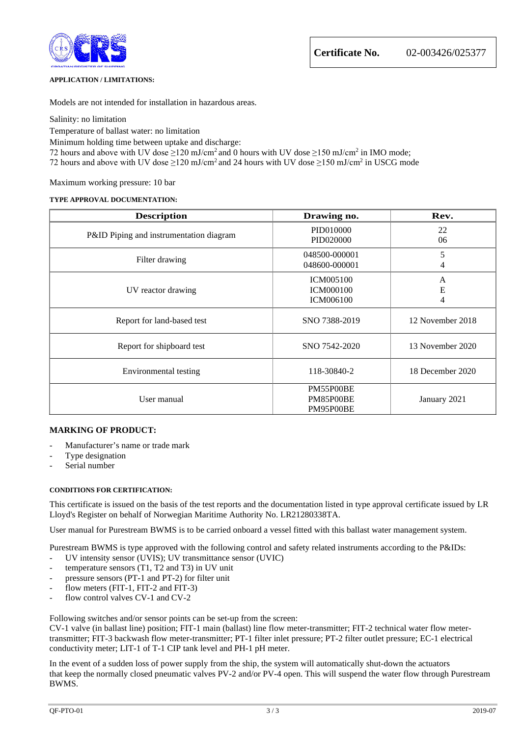**Certificate No.** 02-003426/025377

**APPLICATION / LIMITATIONS:**

Models are not intended for installation in hazardous areas.

Salinity: no limitation
Temperature of ballast water: no limitation
Minimum holding time between uptake and discharge:
72 hours and above with UV dose ≥120 mJ/cm$^2$ and 0 hours with UV dose ≥150 mJ/cm$^2$ in IMO mode;
72 hours and above with UV dose ≥120 mJ/cm$^2$ and 24 hours with UV dose ≥150 mJ/cm$^2$ in USCG mode

Maximum working pressure: 10 bar

**TYPE APPROVAL DOCUMENTATION:**

| Description | Drawing no. | Rev. |
|---|---|---|
| P&ID Piping and instrumentation diagram | PID010000<br>PID020000 | 22<br>06 |
| Filter drawing | 048500-000001<br>048600-000001 | 5<br>4 |
| UV reactor drawing | ICM005100<br>ICM000100<br>ICM006100 | A<br>E<br>4 |
| Report for land-based test | SNO 7388-2019 | 12 November 2018 |
| Report for shipboard test | SNO 7542-2020 | 13 November 2020 |
| Environmental testing | 118-30840-2 | 18 December 2020 |
| User manual | PM55P00BE<br>PM85P00BE<br>PM95P00BE | January 2021 |

**MARKING OF PRODUCT:**

- Manufacturer's name or trade mark
- Type designation
- Serial number

**CONDITIONS FOR CERTIFICATION:**

This certificate is issued on the basis of the test reports and the documentation listed in type approval certificate issued by LR Lloyd's Register on behalf of Norwegian Maritime Authority No. LR21280338TA.

User manual for Purestream BWMS is to be carried onboard a vessel fitted with this ballast water management system.

Purestream BWMS is type approved with the following control and safety related instruments according to the P&IDs:
- UV intensity sensor (UVIS); UV transmittance sensor (UVIC)
- temperature sensors (T1, T2 and T3) in UV unit
- pressure sensors (PT-1 and PT-2) for filter unit
- flow meters (FIT-1, FIT-2 and FIT-3)
- flow control valves CV-1 and CV-2

Following switches and/or sensor points can be set-up from the screen:
CV-1 valve (in ballast line) position; FIT-1 main (ballast) line flow meter-transmitter; FIT-2 technical water flow meter-transmitter; FIT-3 backwash flow meter-transmitter; PT-1 filter inlet pressure; PT-2 filter outlet pressure; EC-1 electrical conductivity meter; LIT-1 of T-1 CIP tank level and PH-1 pH meter.

In the event of a sudden loss of power supply from the ship, the system will automatically shut-down the actuators that keep the normally closed pneumatic valves PV-2 and/or PV-4 open. This will suspend the water flow through Purestream BWMS.